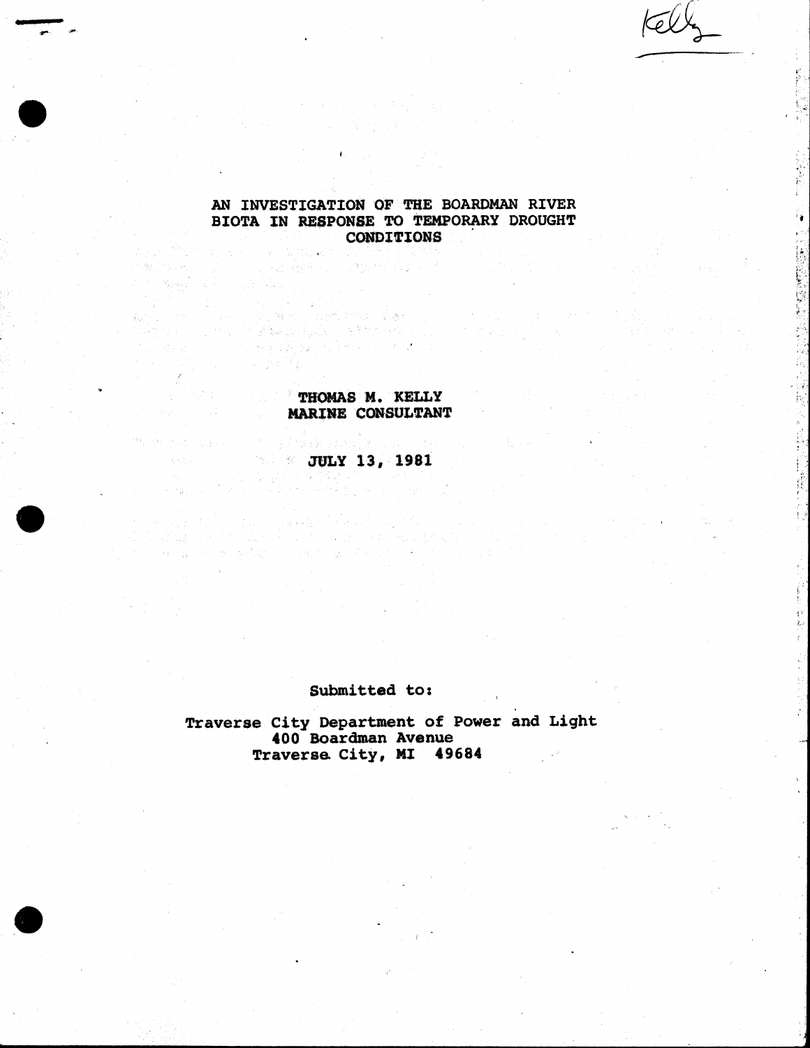Kelly

# AN INVESTIGATION OF THE BOARDMAN RIVER BIOTA IN RESPONSE TO TEMPORARY DROUGHT CONDITIONS

**THOMAS M. KELLY**
**MARINE CONSULTANT**

**JULY 13, 1981**

Submitted to:

Traverse City Department of Power and Light
400 Boardman Avenue
Traverse City, MI 49684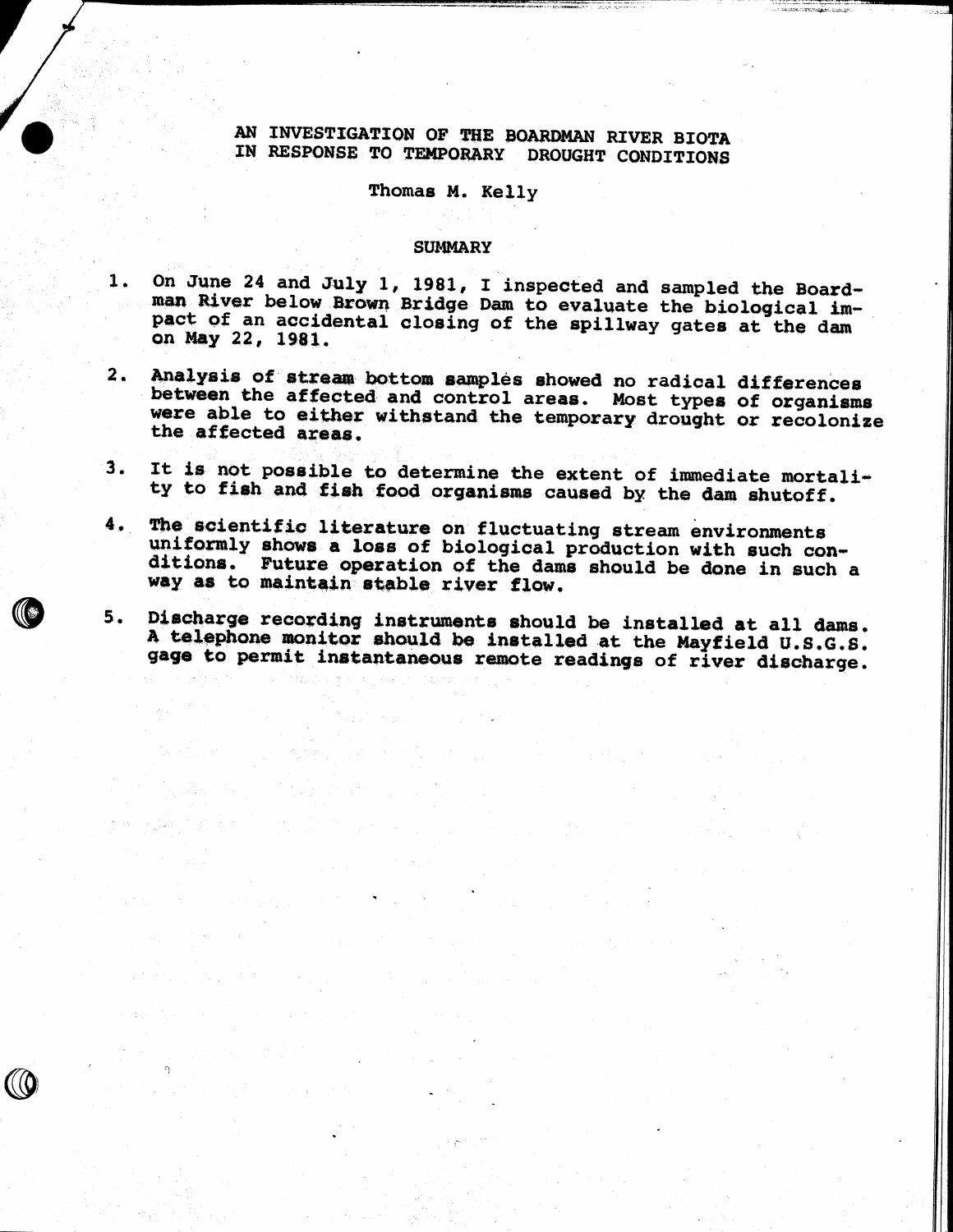# AN INVESTIGATION OF THE BOARDMAN RIVER BIOTA IN RESPONSE TO TEMPORARY DROUGHT CONDITIONS

Thomas M. Kelly

## SUMMARY

1. On June 24 and July 1, 1981, I inspected and sampled the Boardman River below Brown Bridge Dam to evaluate the biological impact of an accidental closing of the spillway gates at the dam on May 22, 1981.

2. Analysis of stream bottom samples showed no radical differences between the affected and control areas. Most types of organisms were able to either withstand the temporary drought or recolonize the affected areas.

3. It is not possible to determine the extent of immediate mortality to fish and fish food organisms caused by the dam shutoff.

4. The scientific literature on fluctuating stream environments uniformly shows a loss of biological production with such conditions. Future operation of the dams should be done in such a way as to maintain stable river flow.

5. Discharge recording instruments should be installed at all dams. A telephone monitor should be installed at the Mayfield U.S.G.S. gage to permit instantaneous remote readings of river discharge.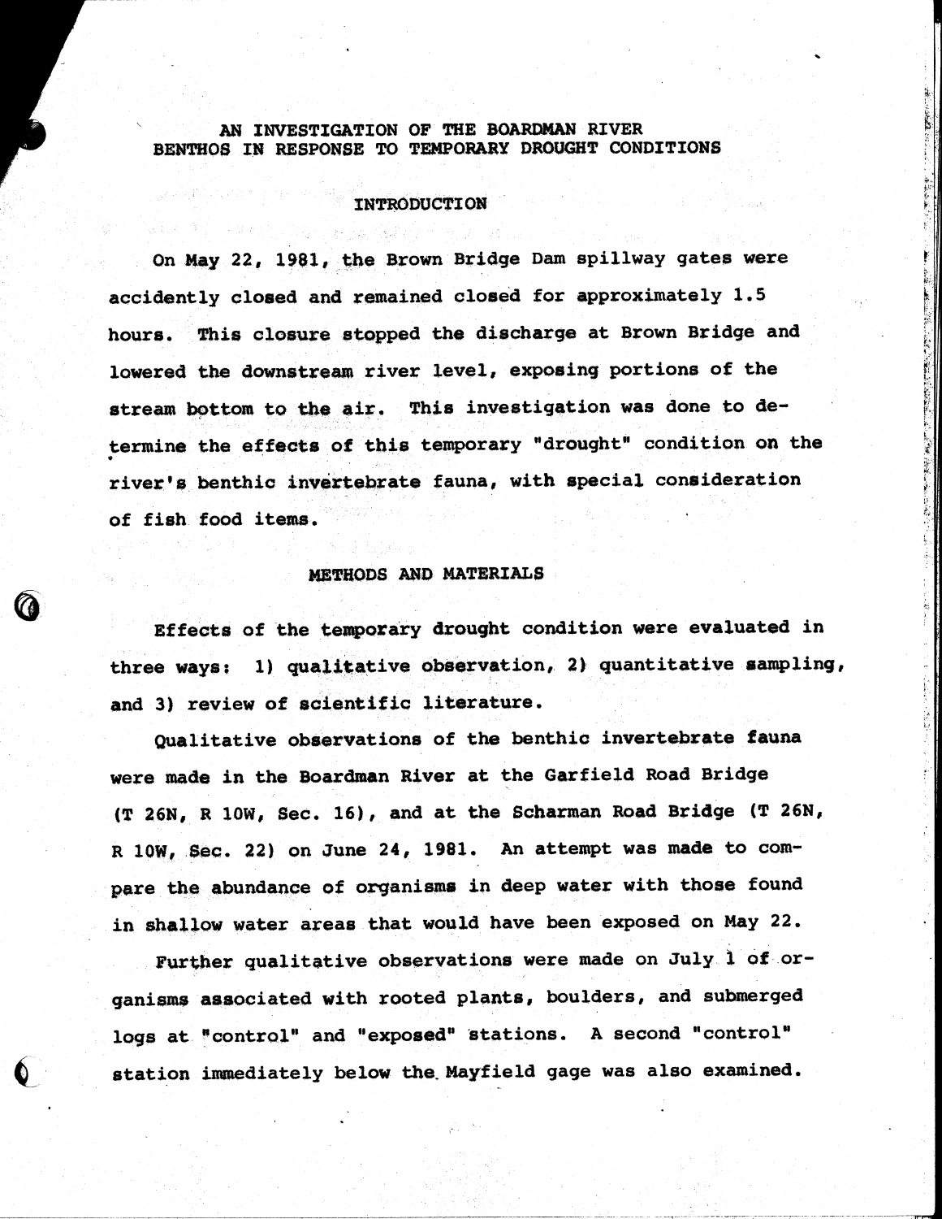# AN INVESTIGATION OF THE BOARDMAN RIVER BENTHOS IN RESPONSE TO TEMPORARY DROUGHT CONDITIONS

## INTRODUCTION

On May 22, 1981, the Brown Bridge Dam spillway gates were accidently closed and remained closed for approximately 1.5 hours. This closure stopped the discharge at Brown Bridge and lowered the downstream river level, exposing portions of the stream bottom to the air. This investigation was done to determine the effects of this temporary "drought" condition on the river's benthic invertebrate fauna, with special consideration of fish food items.

## METHODS AND MATERIALS

Effects of the temporary drought condition were evaluated in three ways: 1) qualitative observation, 2) quantitative sampling, and 3) review of scientific literature.

Qualitative observations of the benthic invertebrate fauna were made in the Boardman River at the Garfield Road Bridge (T 26N, R 10W, Sec. 16), and at the Scharman Road Bridge (T 26N, R 10W, Sec. 22) on June 24, 1981. An attempt was made to compare the abundance of organisms in deep water with those found in shallow water areas that would have been exposed on May 22.

Further qualitative observations were made on July 1 of organisms associated with rooted plants, boulders, and submerged logs at "control" and "exposed" stations. A second "control" station immediately below the Mayfield gage was also examined.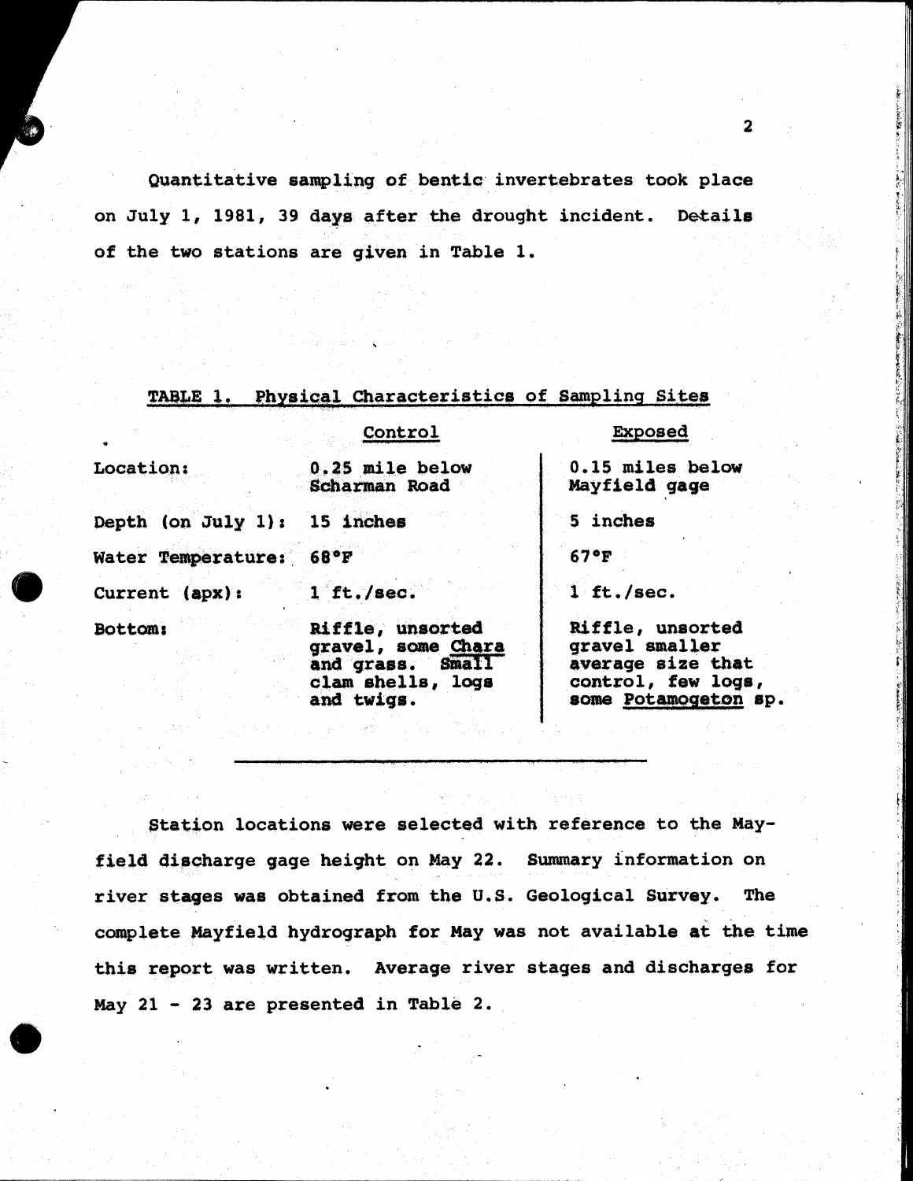Quantitative sampling of bentic invertebrates took place on July 1, 1981, 39 days after the drought incident. Details of the two stations are given in Table 1.

TABLE 1. Physical Characteristics of Sampling Sites

| | Control | Exposed |
|---|---|---|
| Location: | 0.25 mile below Scharman Road | 0.15 miles below Mayfield gage |
| Depth (on July 1): | 15 inches | 5 inches |
| Water Temperature: | 68°F | 67°F |
| Current (apx): | 1 ft./sec. | 1 ft./sec. |
| Bottom: | Riffle, unsorted gravel, some *Chara* and grass. Small clam shells, logs and twigs. | Riffle, unsorted gravel smaller average size that control, few logs, some *Potamogeton* sp. |

Station locations were selected with reference to the Mayfield discharge gage height on May 22. Summary information on river stages was obtained from the U.S. Geological Survey. The complete Mayfield hydrograph for May was not available at the time this report was written. Average river stages and discharges for May 21 - 23 are presented in Table 2.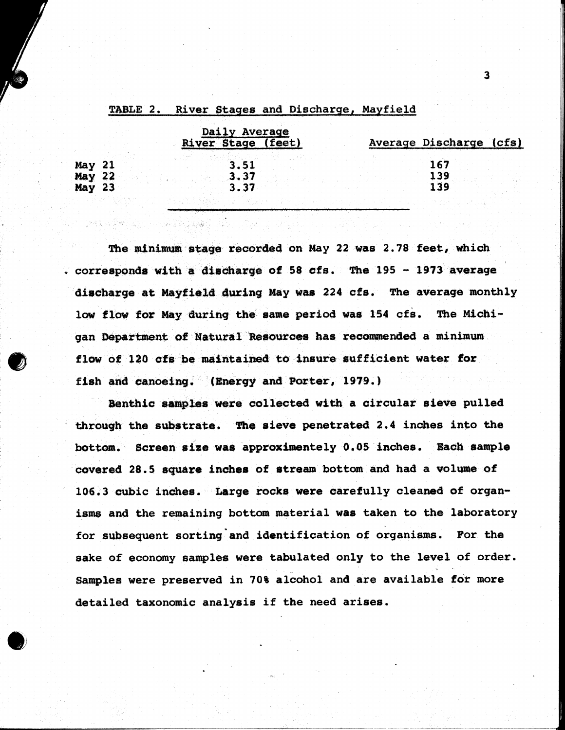TABLE 2. River Stages and Discharge, Mayfield

| | Daily Average River Stage (feet) | Average Discharge (cfs) |
|---|---|---|
| May 21 | 3.51 | 167 |
| May 22 | 3.37 | 139 |
| May 23 | 3.37 | 139 |

The minimum stage recorded on May 22 was 2.78 feet, which corresponds with a discharge of 58 cfs. The 195 - 1973 average discharge at Mayfield during May was 224 cfs. The average monthly low flow for May during the same period was 154 cfs. The Michigan Department of Natural Resources has recommended a minimum flow of 120 cfs be maintained to insure sufficient water for fish and canoeing. (Energy and Porter, 1979.)

Benthic samples were collected with a circular sieve pulled through the substrate. The sieve penetrated 2.4 inches into the bottom. Screen size was approximentely 0.05 inches. Each sample covered 28.5 square inches of stream bottom and had a volume of 106.3 cubic inches. Large rocks were carefully cleaned of organisms and the remaining bottom material was taken to the laboratory for subsequent sorting and identification of organisms. For the sake of economy samples were tabulated only to the level of order. Samples were preserved in 70% alcohol and are available for more detailed taxonomic analysis if the need arises.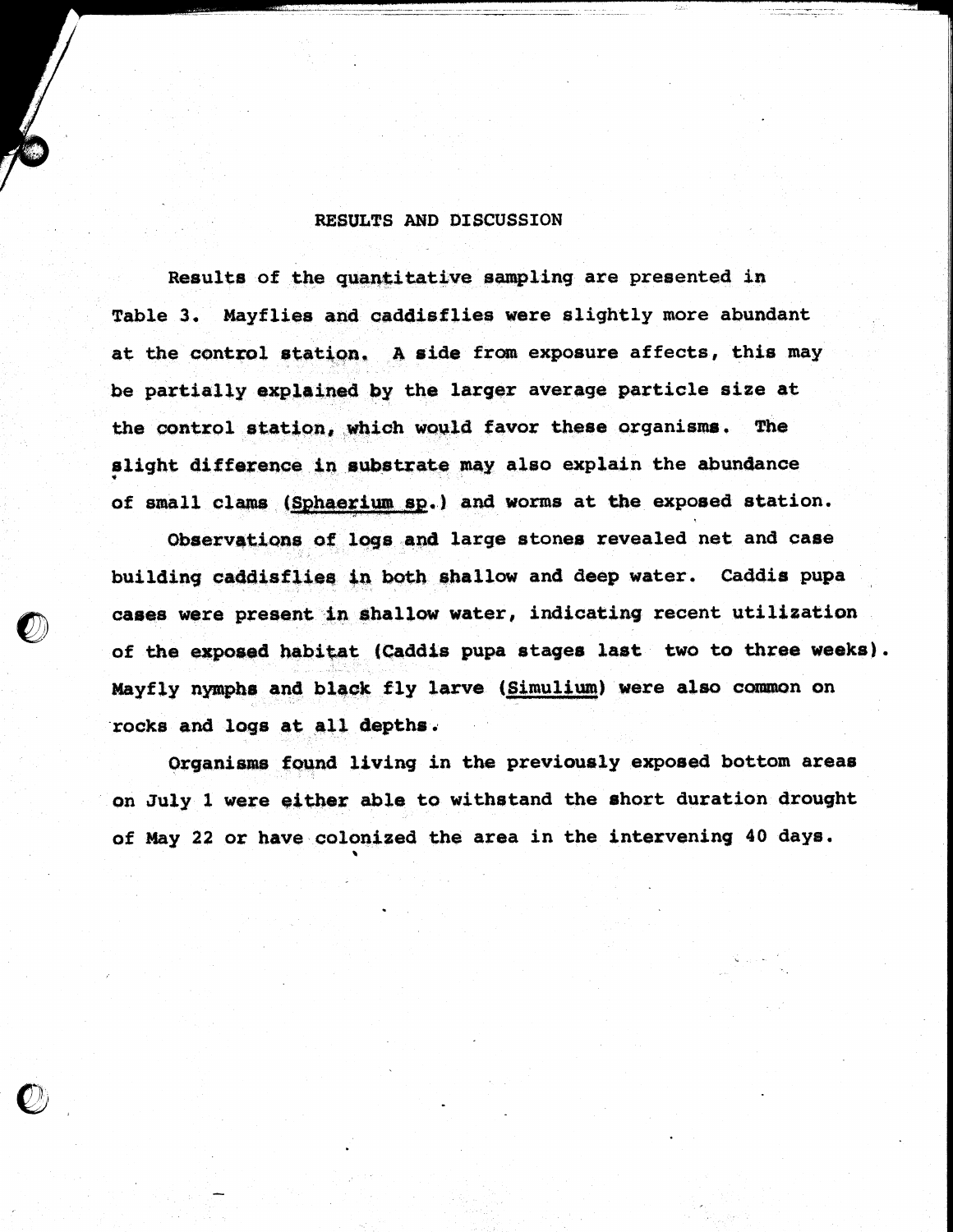## RESULTS AND DISCUSSION

Results of the quantitative sampling are presented in Table 3. Mayflies and caddisflies were slightly more abundant at the control station. A side from exposure affects, this may be partially explained by the larger average particle size at the control station, which would favor these organisms. The slight difference in substrate may also explain the abundance of small clams (Sphaerium sp.) and worms at the exposed station.

Observations of logs and large stones revealed net and case building caddisflies in both shallow and deep water. Caddis pupa cases were present in shallow water, indicating recent utilization of the exposed habitat (Caddis pupa stages last two to three weeks). Mayfly nymphs and black fly larve (Simulium) were also common on rocks and logs at all depths.

Organisms found living in the previously exposed bottom areas on July 1 were either able to withstand the short duration drought of May 22 or have colonized the area in the intervening 40 days.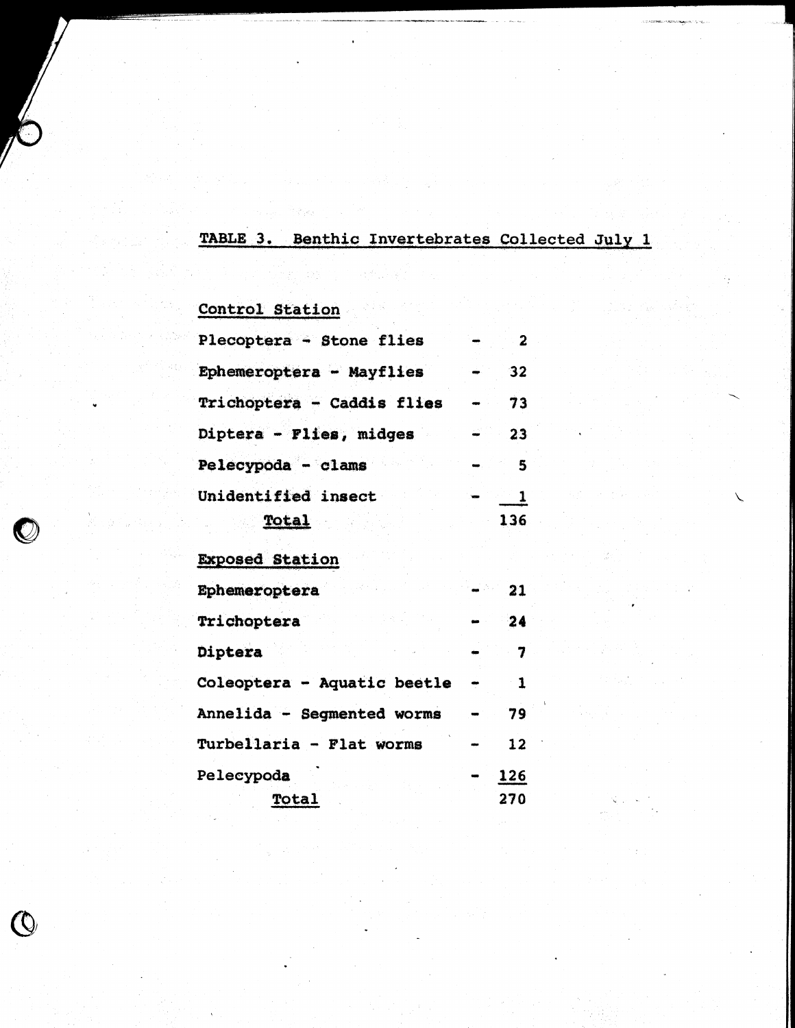TABLE 3. Benthic Invertebrates Collected July 1

**Control Station**

| Taxon | | Count |
|---|---|---|
| Plecoptera - Stone flies | - | 2 |
| Ephemeroptera - Mayflies | - | 32 |
| Trichoptera - Caddis flies | - | 73 |
| Diptera - Flies, midges | - | 23 |
| Pelecypoda - clams | - | 5 |
| Unidentified insect | - | 1 |
| Total | | 136 |

**Exposed Station**

| Taxon | | Count |
|---|---|---|
| Ephemeroptera | - | 21 |
| Trichoptera | - | 24 |
| Diptera | - | 7 |
| Coleoptera - Aquatic beetle | - | 1 |
| Annelida - Segmented worms | - | 79 |
| Turbellaria - Flat worms | - | 12 |
| Pelecypoda | - | 126 |
| Total | | 270 |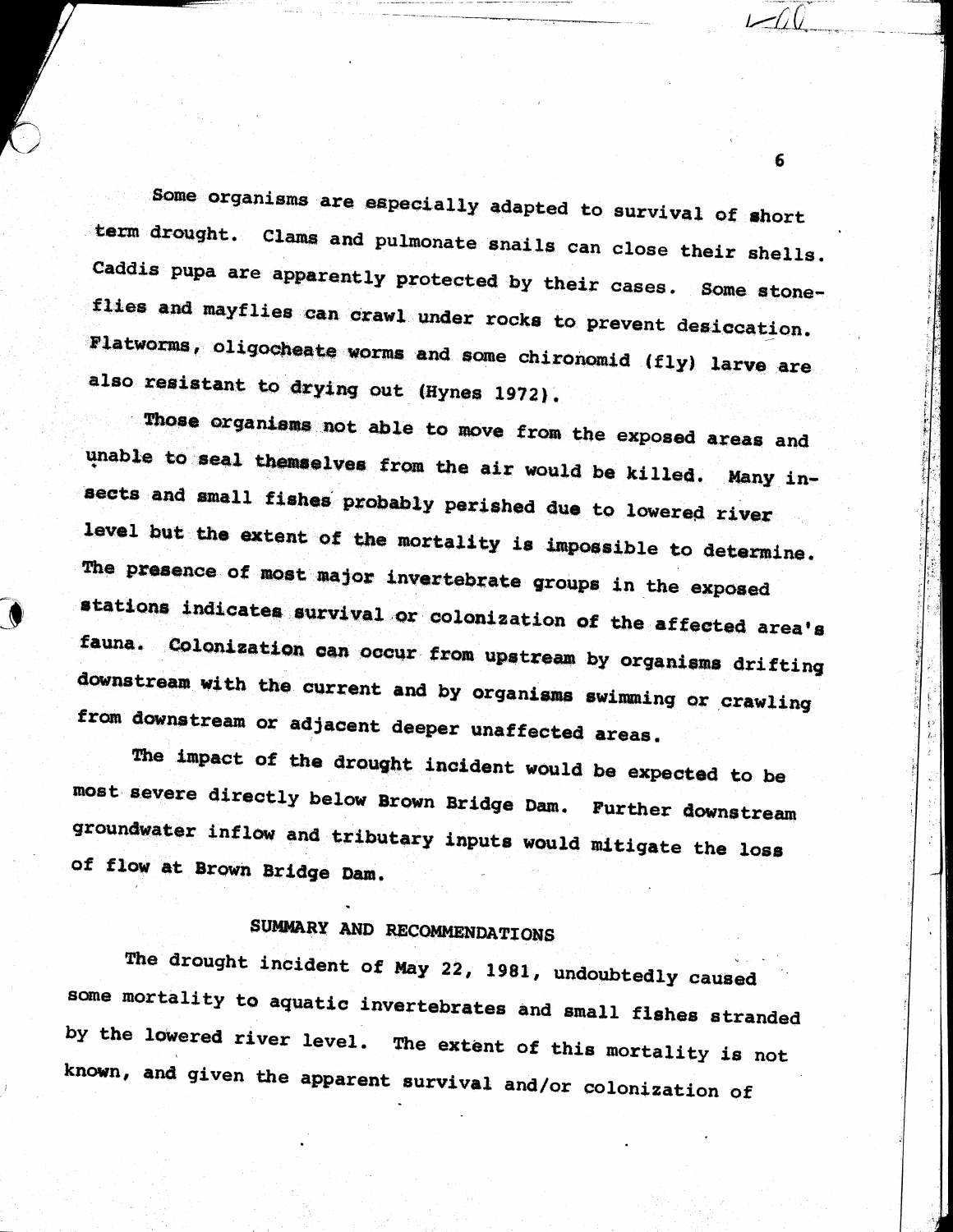Some organisms are especially adapted to survival of short term drought. Clams and pulmonate snails can close their shells. Caddis pupa are apparently protected by their cases. Some stoneflies and mayflies can crawl under rocks to prevent desiccation. Flatworms, oligocheate worms and some chironomid (fly) larve are also resistant to drying out (Hynes 1972).

Those organisms not able to move from the exposed areas and unable to seal themselves from the air would be killed. Many insects and small fishes probably perished due to lowered river level but the extent of the mortality is impossible to determine. The presence of most major invertebrate groups in the exposed stations indicates survival or colonization of the affected area's fauna. Colonization can occur from upstream by organisms drifting downstream with the current and by organisms swimming or crawling from downstream or adjacent deeper unaffected areas.

The impact of the drought incident would be expected to be most severe directly below Brown Bridge Dam. Further downstream groundwater inflow and tributary inputs would mitigate the loss of flow at Brown Bridge Dam.

## SUMMARY AND RECOMMENDATIONS

The drought incident of May 22, 1981, undoubtedly caused some mortality to aquatic invertebrates and small fishes stranded by the lowered river level. The extent of this mortality is not known, and given the apparent survival and/or colonization of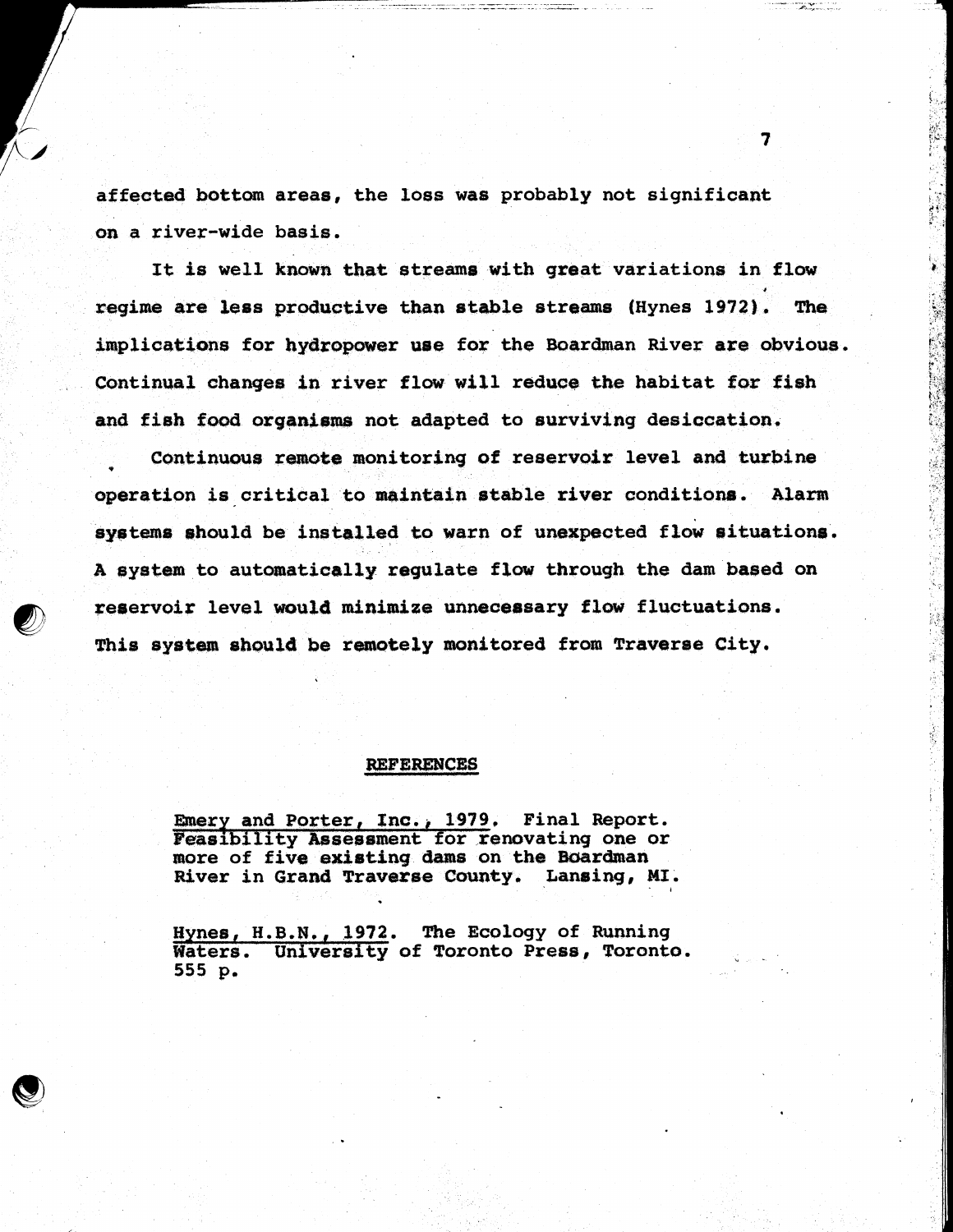affected bottom areas, the loss was probably not significant on a river-wide basis.

It is well known that streams with great variations in flow regime are less productive than stable streams (Hynes 1972). The implications for hydropower use for the Boardman River are obvious. Continual changes in river flow will reduce the habitat for fish and fish food organisms not adapted to surviving desiccation.

Continuous remote monitoring of reservoir level and turbine operation is critical to maintain stable river conditions. Alarm systems should be installed to warn of unexpected flow situations. A system to automatically regulate flow through the dam based on reservoir level would minimize unnecessary flow fluctuations. This system should be remotely monitored from Traverse City.

## REFERENCES

Emery and Porter, Inc., 1979. Final Report. Feasibility Assessment for renovating one or more of five existing dams on the Boardman River in Grand Traverse County. Lansing, MI.

Hynes, H.B.N., 1972. The Ecology of Running Waters. University of Toronto Press, Toronto. 555 p.